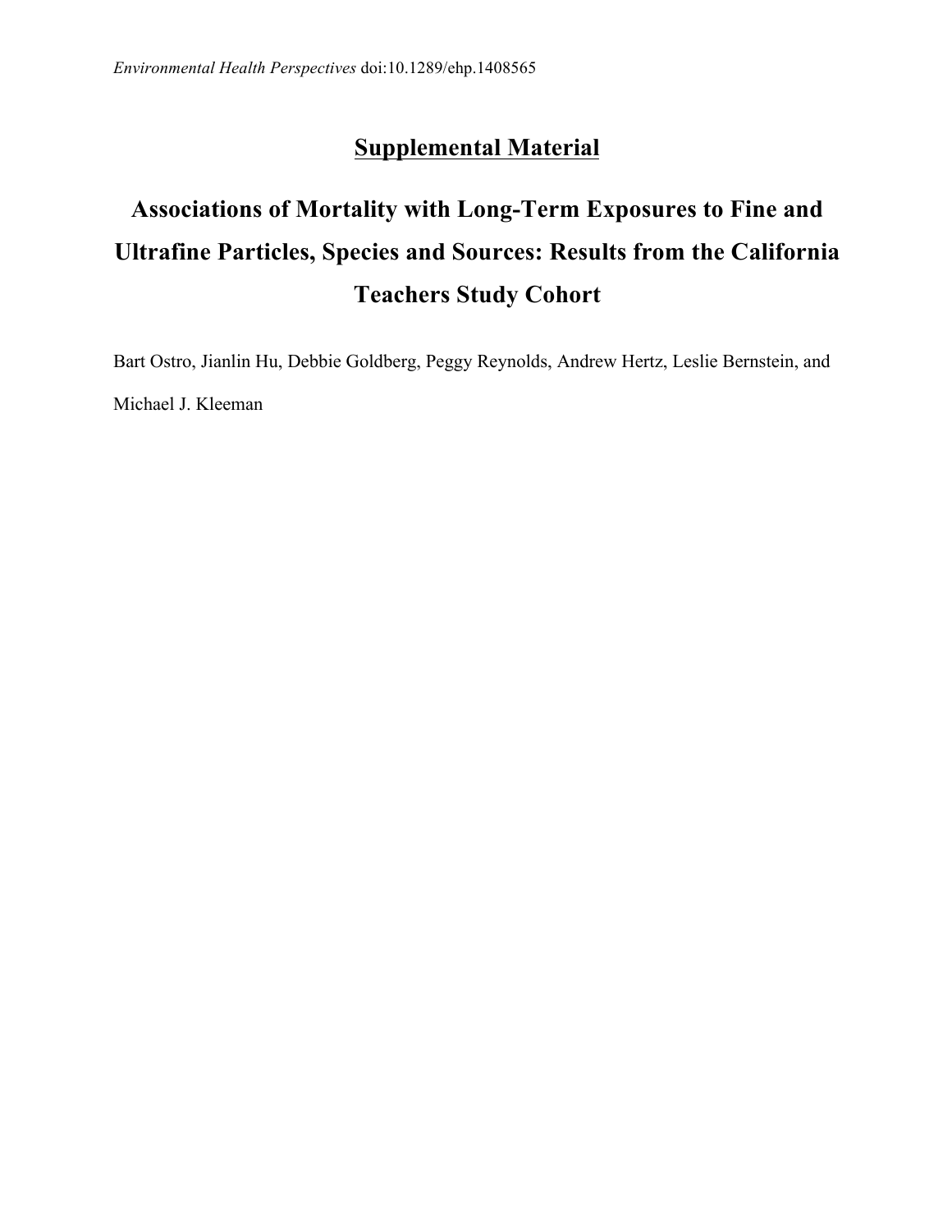*Environmental Health Perspectives* doi:10.1289/ehp.1408565

# Supplemental Material

# Associations of Mortality with Long-Term Exposures to Fine and Ultrafine Particles, Species and Sources: Results from the California Teachers Study Cohort

Bart Ostro, Jianlin Hu, Debbie Goldberg, Peggy Reynolds, Andrew Hertz, Leslie Bernstein, and Michael J. Kleeman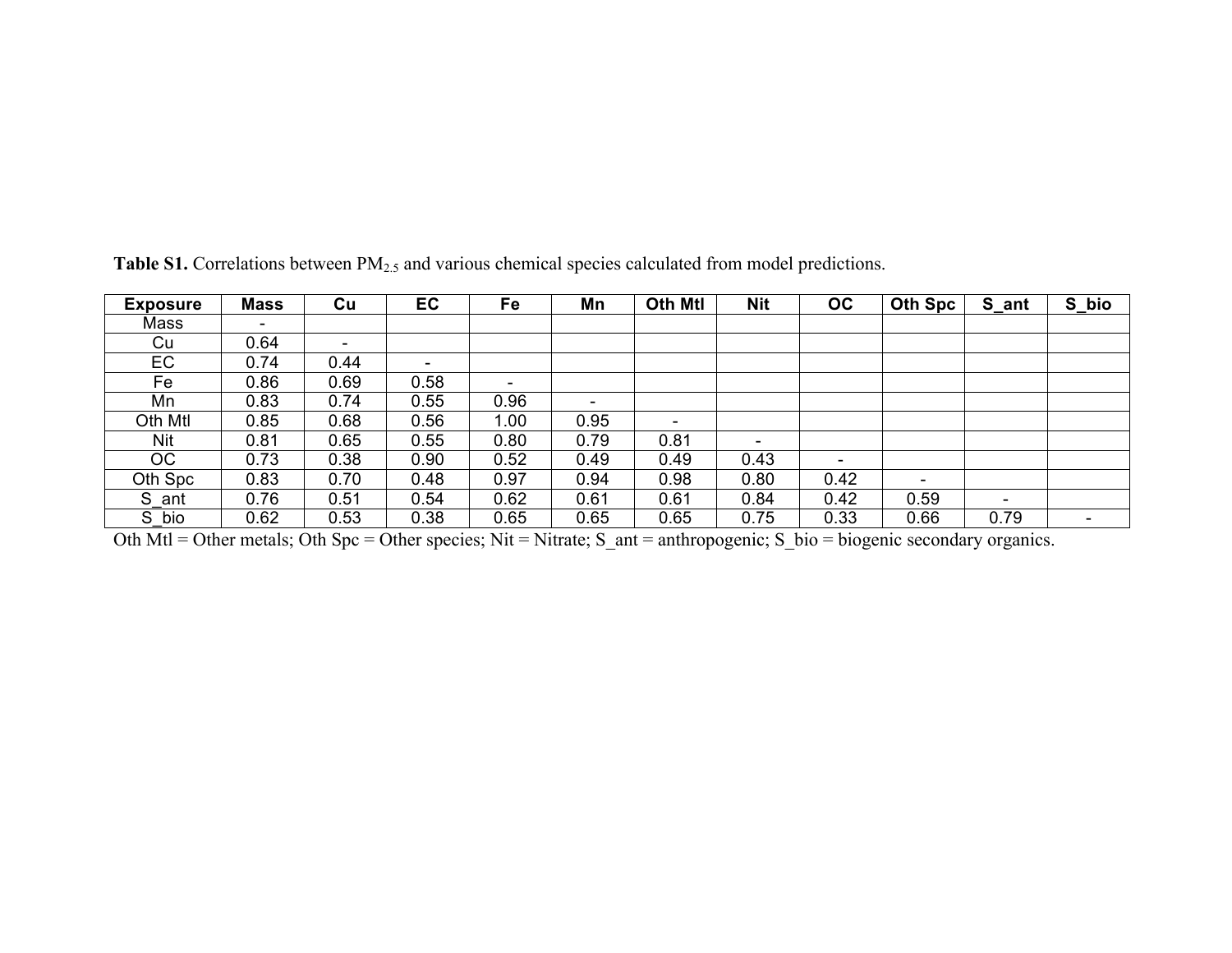**Table S1.** Correlations between $PM_{2.5}$ and various chemical species calculated from model predictions.

| Exposure | Mass | Cu | EC | Fe | Mn | Oth Mtl | Nit | OC | Oth Spc | S_ant | S_bio |
|---|---|---|---|---|---|---|---|---|---|---|---|
| Mass | - | | | | | | | | | | |
| Cu | 0.64 | - | | | | | | | | | |
| EC | 0.74 | 0.44 | - | | | | | | | | |
| Fe | 0.86 | 0.69 | 0.58 | - | | | | | | | |
| Mn | 0.83 | 0.74 | 0.55 | 0.96 | - | | | | | | |
| Oth Mtl | 0.85 | 0.68 | 0.56 | 1.00 | 0.95 | - | | | | | |
| Nit | 0.81 | 0.65 | 0.55 | 0.80 | 0.79 | 0.81 | - | | | | |
| OC | 0.73 | 0.38 | 0.90 | 0.52 | 0.49 | 0.49 | 0.43 | - | | | |
| Oth Spc | 0.83 | 0.70 | 0.48 | 0.97 | 0.94 | 0.98 | 0.80 | 0.42 | - | | |
| S_ant | 0.76 | 0.51 | 0.54 | 0.62 | 0.61 | 0.61 | 0.84 | 0.42 | 0.59 | - | |
| S_bio | 0.62 | 0.53 | 0.38 | 0.65 | 0.65 | 0.65 | 0.75 | 0.33 | 0.66 | 0.79 | - |

Oth Mtl = Other metals; Oth Spc = Other species; Nit = Nitrate; S_ant = anthropogenic; S_bio = biogenic secondary organics.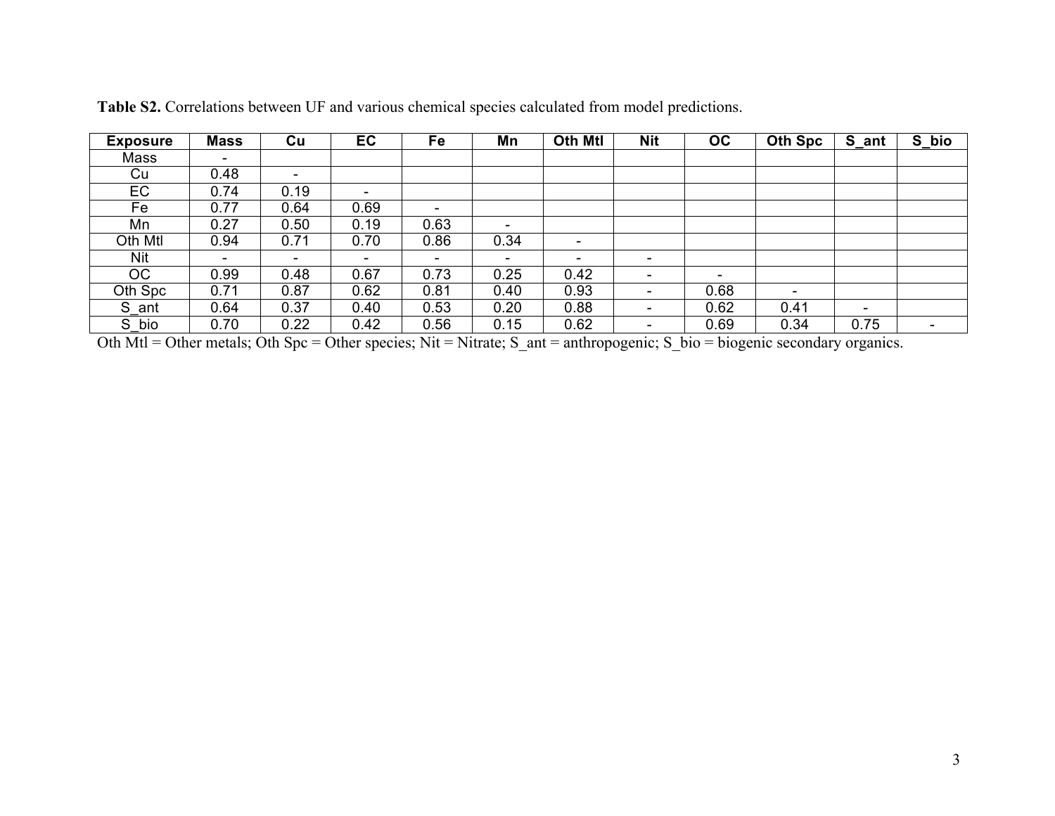**Table S2.** Correlations between UF and various chemical species calculated from model predictions.

| Exposure | Mass | Cu | EC | Fe | Mn | Oth Mtl | Nit | OC | Oth Spc | S_ant | S_bio |
|---|---|---|---|---|---|---|---|---|---|---|---|
| Mass | - | | | | | | | | | | |
| Cu | 0.48 | - | | | | | | | | | |
| EC | 0.74 | 0.19 | - | | | | | | | | |
| Fe | 0.77 | 0.64 | 0.69 | - | | | | | | | |
| Mn | 0.27 | 0.50 | 0.19 | 0.63 | - | | | | | | |
| Oth Mtl | 0.94 | 0.71 | 0.70 | 0.86 | 0.34 | - | | | | | |
| Nit | - | - | - | - | - | - | - | | | | |
| OC | 0.99 | 0.48 | 0.67 | 0.73 | 0.25 | 0.42 | - | - | | | |
| Oth Spc | 0.71 | 0.87 | 0.62 | 0.81 | 0.40 | 0.93 | - | 0.68 | - | | |
| S_ant | 0.64 | 0.37 | 0.40 | 0.53 | 0.20 | 0.88 | - | 0.62 | 0.41 | - | |
| S_bio | 0.70 | 0.22 | 0.42 | 0.56 | 0.15 | 0.62 | - | 0.69 | 0.34 | 0.75 | - |

Oth Mtl = Other metals; Oth Spc = Other species; Nit = Nitrate; S_ant = anthropogenic; S_bio = biogenic secondary organics.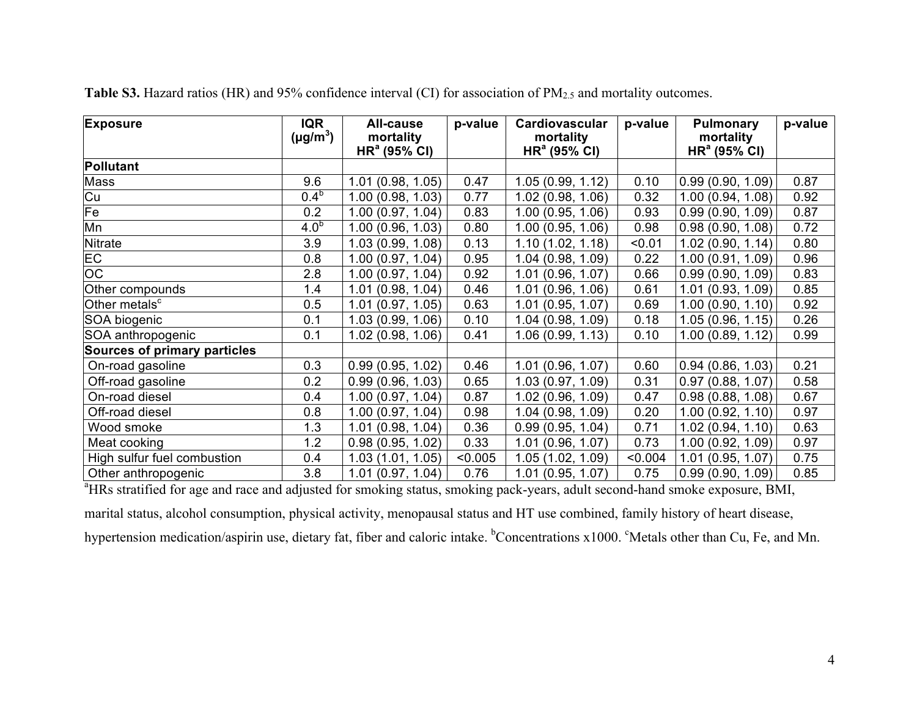**Table S3.** Hazard ratios (HR) and 95% confidence interval (CI) for association of $PM_{2.5}$ and mortality outcomes.

| Exposure | IQR ($\mu g/m^3$) | All-cause mortality HR[a] (95% CI) | p-value | Cardiovascular mortality HR[a] (95% CI) | p-value | Pulmonary mortality HR[a] (95% CI) | p-value |
|---|---|---|---|---|---|---|---|
| **Pollutant** | | | | | | | |
| Mass | 9.6 | 1.01 (0.98, 1.05) | 0.47 | 1.05 (0.99, 1.12) | 0.10 | 0.99 (0.90, 1.09) | 0.87 |
| Cu | 0.4[b] | 1.00 (0.98, 1.03) | 0.77 | 1.02 (0.98, 1.06) | 0.32 | 1.00 (0.94, 1.08) | 0.92 |
| Fe | 0.2 | 1.00 (0.97, 1.04) | 0.83 | 1.00 (0.95, 1.06) | 0.93 | 0.99 (0.90, 1.09) | 0.87 |
| Mn | 4.0[b] | 1.00 (0.96, 1.03) | 0.80 | 1.00 (0.95, 1.06) | 0.98 | 0.98 (0.90, 1.08) | 0.72 |
| Nitrate | 3.9 | 1.03 (0.99, 1.08) | 0.13 | 1.10 (1.02, 1.18) | <0.01 | 1.02 (0.90, 1.14) | 0.80 |
| EC | 0.8 | 1.00 (0.97, 1.04) | 0.95 | 1.04 (0.98, 1.09) | 0.22 | 1.00 (0.91, 1.09) | 0.96 |
| OC | 2.8 | 1.00 (0.97, 1.04) | 0.92 | 1.01 (0.96, 1.07) | 0.66 | 0.99 (0.90, 1.09) | 0.83 |
| Other compounds | 1.4 | 1.01 (0.98, 1.04) | 0.46 | 1.01 (0.96, 1.06) | 0.61 | 1.01 (0.93, 1.09) | 0.85 |
| Other metals[c] | 0.5 | 1.01 (0.97, 1.05) | 0.63 | 1.01 (0.95, 1.07) | 0.69 | 1.00 (0.90, 1.10) | 0.92 |
| SOA biogenic | 0.1 | 1.03 (0.99, 1.06) | 0.10 | 1.04 (0.98, 1.09) | 0.18 | 1.05 (0.96, 1.15) | 0.26 |
| SOA anthropogenic | 0.1 | 1.02 (0.98, 1.06) | 0.41 | 1.06 (0.99, 1.13) | 0.10 | 1.00 (0.89, 1.12) | 0.99 |
| **Sources of primary particles** | | | | | | | |
| On-road gasoline | 0.3 | 0.99 (0.95, 1.02) | 0.46 | 1.01 (0.96, 1.07) | 0.60 | 0.94 (0.86, 1.03) | 0.21 |
| Off-road gasoline | 0.2 | 0.99 (0.96, 1.03) | 0.65 | 1.03 (0.97, 1.09) | 0.31 | 0.97 (0.88, 1.07) | 0.58 |
| On-road diesel | 0.4 | 1.00 (0.97, 1.04) | 0.87 | 1.02 (0.96, 1.09) | 0.47 | 0.98 (0.88, 1.08) | 0.67 |
| Off-road diesel | 0.8 | 1.00 (0.97, 1.04) | 0.98 | 1.04 (0.98, 1.09) | 0.20 | 1.00 (0.92, 1.10) | 0.97 |
| Wood smoke | 1.3 | 1.01 (0.98, 1.04) | 0.36 | 0.99 (0.95, 1.04) | 0.71 | 1.02 (0.94, 1.10) | 0.63 |
| Meat cooking | 1.2 | 0.98 (0.95, 1.02) | 0.33 | 1.01 (0.96, 1.07) | 0.73 | 1.00 (0.92, 1.09) | 0.97 |
| High sulfur fuel combustion | 0.4 | 1.03 (1.01, 1.05) | <0.005 | 1.05 (1.02, 1.09) | <0.004 | 1.01 (0.95, 1.07) | 0.75 |
| Other anthropogenic | 3.8 | 1.01 (0.97, 1.04) | 0.76 | 1.01 (0.95, 1.07) | 0.75 | 0.99 (0.90, 1.09) | 0.85 |

[a]HRs stratified for age and race and adjusted for smoking status, smoking pack-years, adult second-hand smoke exposure, BMI, marital status, alcohol consumption, physical activity, menopausal status and HT use combined, family history of heart disease, hypertension medication/aspirin use, dietary fat, fiber and caloric intake. [b]Concentrations x1000. [c]Metals other than Cu, Fe, and Mn.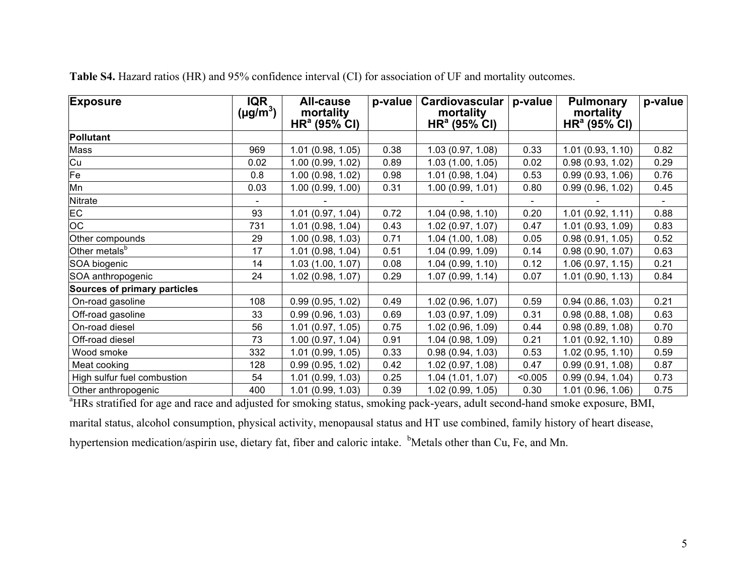**Table S4.** Hazard ratios (HR) and 95% confidence interval (CI) for association of UF and mortality outcomes.

| Exposure | IQR ($\mu g/m^3$) | All-cause mortality HR[a] (95% CI) | p-value | Cardiovascular mortality HR[a] (95% CI) | p-value | Pulmonary mortality HR[a] (95% CI) | p-value |
|---|---|---|---|---|---|---|---|
| **Pollutant** | | | | | | | |
| Mass | 969 | 1.01 (0.98, 1.05) | 0.38 | 1.03 (0.97, 1.08) | 0.33 | 1.01 (0.93, 1.10) | 0.82 |
| Cu | 0.02 | 1.00 (0.99, 1.02) | 0.89 | 1.03 (1.00, 1.05) | 0.02 | 0.98 (0.93, 1.02) | 0.29 |
| Fe | 0.8 | 1.00 (0.98, 1.02) | 0.98 | 1.01 (0.98, 1.04) | 0.53 | 0.99 (0.93, 1.06) | 0.76 |
| Mn | 0.03 | 1.00 (0.99, 1.00) | 0.31 | 1.00 (0.99, 1.01) | 0.80 | 0.99 (0.96, 1.02) | 0.45 |
| Nitrate | - | - | | - | - | - | - |
| EC | 93 | 1.01 (0.97, 1.04) | 0.72 | 1.04 (0.98, 1.10) | 0.20 | 1.01 (0.92, 1.11) | 0.88 |
| OC | 731 | 1.01 (0.98, 1.04) | 0.43 | 1.02 (0.97, 1.07) | 0.47 | 1.01 (0.93, 1.09) | 0.83 |
| Other compounds | 29 | 1.00 (0.98, 1.03) | 0.71 | 1.04 (1.00, 1.08) | 0.05 | 0.98 (0.91, 1.05) | 0.52 |
| Other metals[b] | 17 | 1.01 (0.98, 1.04) | 0.51 | 1.04 (0.99, 1.09) | 0.14 | 0.98 (0.90, 1.07) | 0.63 |
| SOA biogenic | 14 | 1.03 (1.00, 1.07) | 0.08 | 1.04 (0.99, 1.10) | 0.12 | 1.06 (0.97, 1.15) | 0.21 |
| SOA anthropogenic | 24 | 1.02 (0.98, 1.07) | 0.29 | 1.07 (0.99, 1.14) | 0.07 | 1.01 (0.90, 1.13) | 0.84 |
| **Sources of primary particles** | | | | | | | |
| On-road gasoline | 108 | 0.99 (0.95, 1.02) | 0.49 | 1.02 (0.96, 1.07) | 0.59 | 0.94 (0.86, 1.03) | 0.21 |
| Off-road gasoline | 33 | 0.99 (0.96, 1.03) | 0.69 | 1.03 (0.97, 1.09) | 0.31 | 0.98 (0.88, 1.08) | 0.63 |
| On-road diesel | 56 | 1.01 (0.97, 1.05) | 0.75 | 1.02 (0.96, 1.09) | 0.44 | 0.98 (0.89, 1.08) | 0.70 |
| Off-road diesel | 73 | 1.00 (0.97, 1.04) | 0.91 | 1.04 (0.98, 1.09) | 0.21 | 1.01 (0.92, 1.10) | 0.89 |
| Wood smoke | 332 | 1.01 (0.99, 1.05) | 0.33 | 0.98 (0.94, 1.03) | 0.53 | 1.02 (0.95, 1.10) | 0.59 |
| Meat cooking | 128 | 0.99 (0.95, 1.02) | 0.42 | 1.02 (0.97, 1.08) | 0.47 | 0.99 (0.91, 1.08) | 0.87 |
| High sulfur fuel combustion | 54 | 1.01 (0.99, 1.03) | 0.25 | 1.04 (1.01, 1.07) | <0.005 | 0.99 (0.94, 1.04) | 0.73 |
| Other anthropogenic | 400 | 1.01 (0.99, 1.03) | 0.39 | 1.02 (0.99, 1.05) | 0.30 | 1.01 (0.96, 1.06) | 0.75 |

[a]HRs stratified for age and race and adjusted for smoking status, smoking pack-years, adult second-hand smoke exposure, BMI, marital status, alcohol consumption, physical activity, menopausal status and HT use combined, family history of heart disease, hypertension medication/aspirin use, dietary fat, fiber and caloric intake. [b]Metals other than Cu, Fe, and Mn.